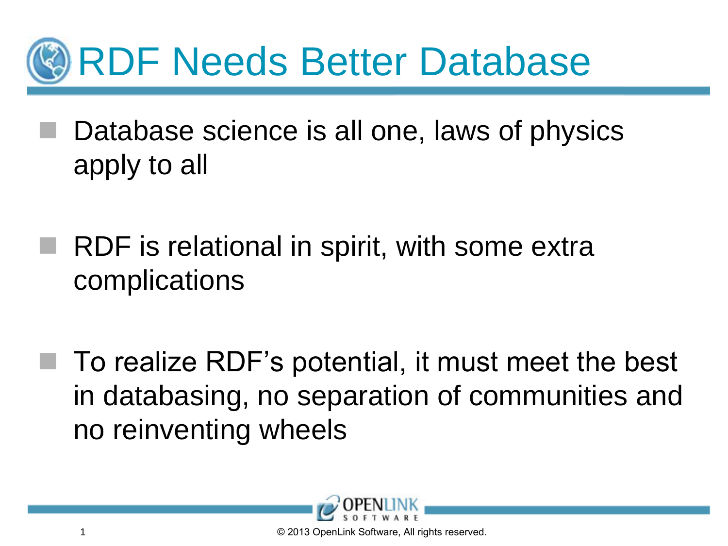# RDF Needs Better Database

- Database science is all one, laws of physics apply to all
- RDF is relational in spirit, with some extra complications
- To realize RDF's potential, it must meet the best in databasing, no separation of communities and no reinventing wheels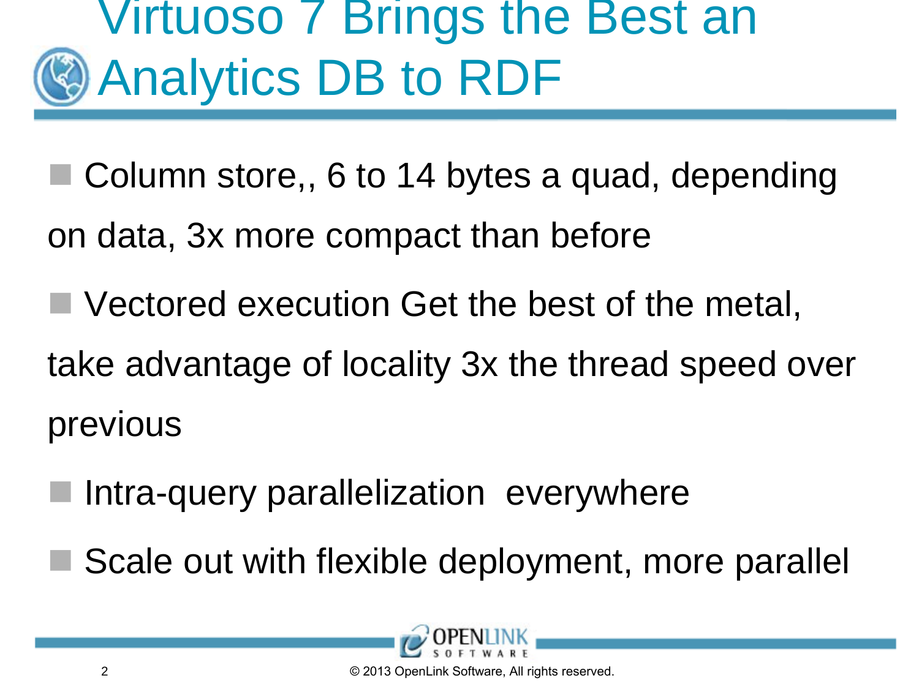# Virtuoso 7 Brings the Best an Analytics DB to RDF

- Column store,, 6 to 14 bytes a quad, depending on data, 3x more compact than before
- Vectored execution Get the best of the metal, take advantage of locality 3x the thread speed over previous
- Intra-query parallelization  everywhere
- Scale out with flexible deployment, more parallel

© 2013 OpenLink Software, All rights reserved.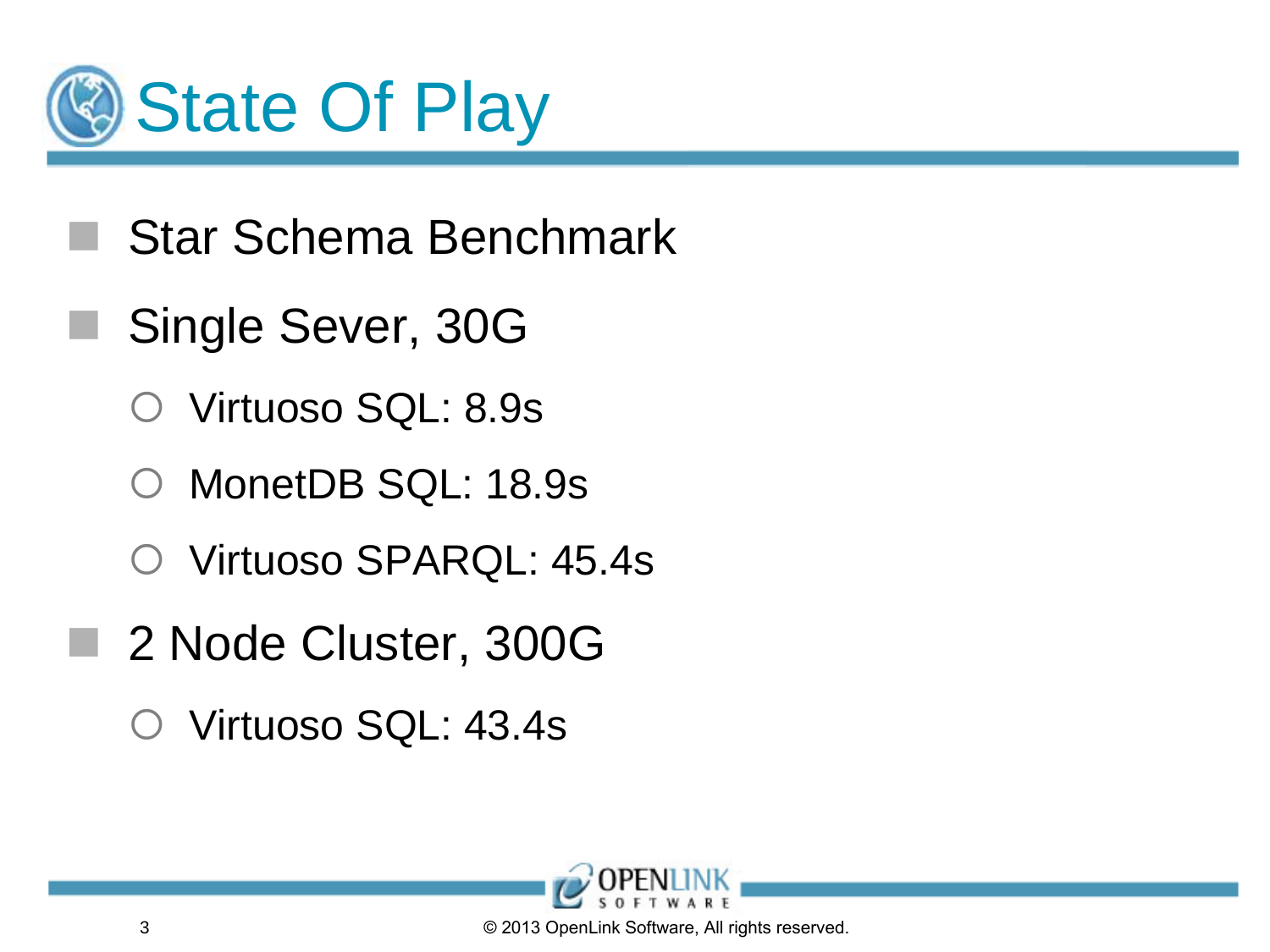# State Of Play

- Star Schema Benchmark
- Single Sever, 30G
  - Virtuoso SQL: 8.9s
  - MonetDB SQL: 18.9s
  - Virtuoso SPARQL: 45.4s
- 2 Node Cluster, 300G
  - Virtuoso SQL: 43.4s

© 2013 OpenLink Software, All rights reserved.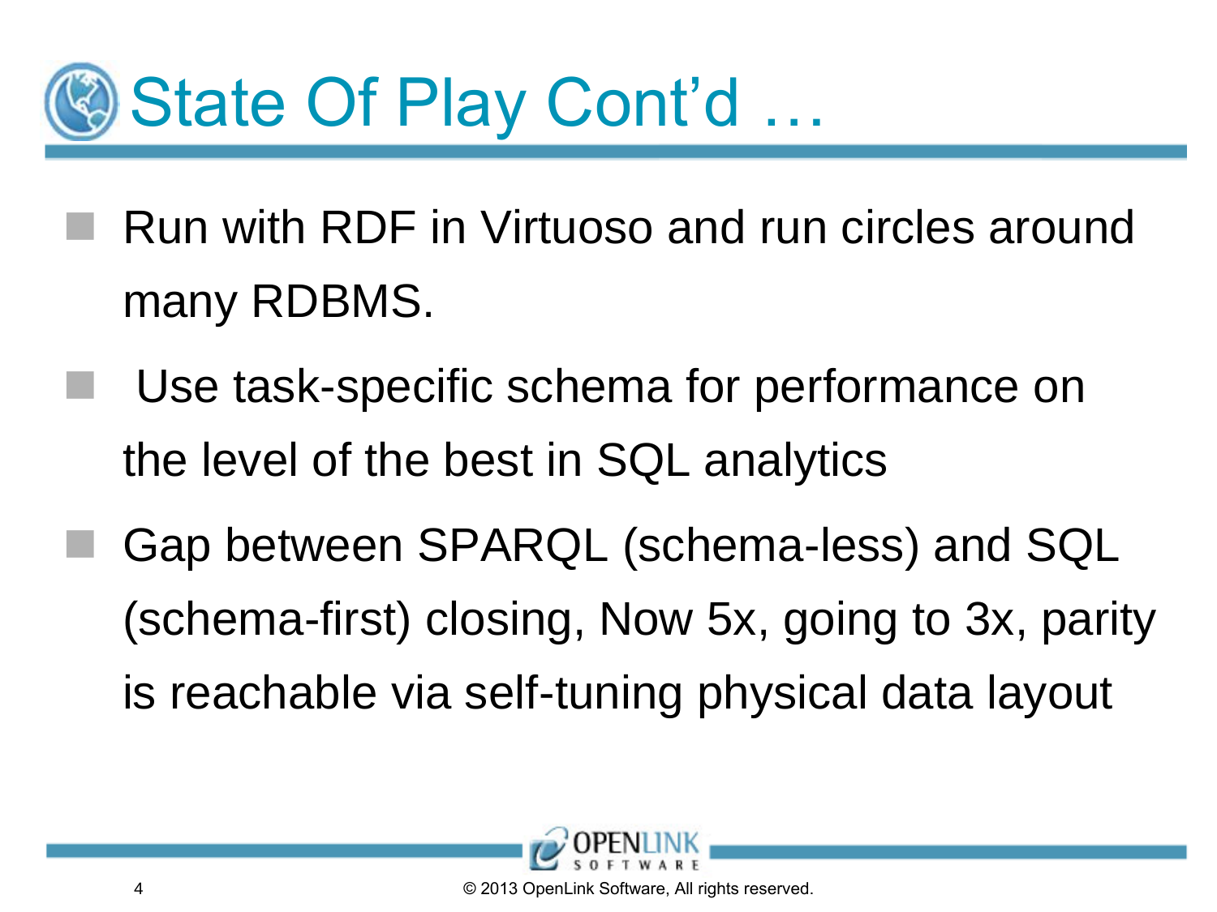# State Of Play Cont'd …

- Run with RDF in Virtuoso and run circles around many RDBMS.
- Use task-specific schema for performance on the level of the best in SQL analytics
- Gap between SPARQL (schema-less) and SQL (schema-first) closing, Now 5x, going to 3x, parity is reachable via self-tuning physical data layout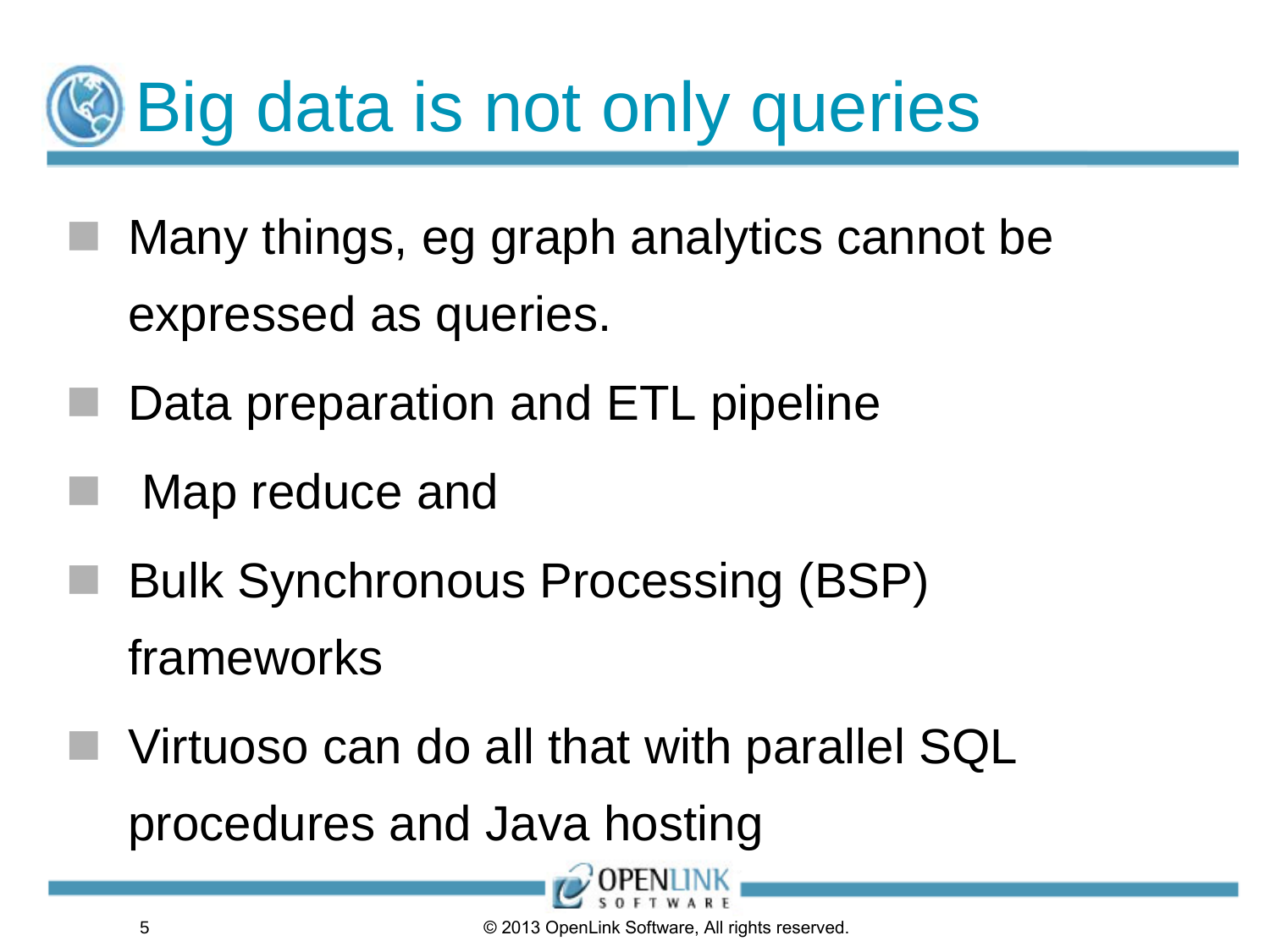# Big data is not only queries

- Many things, eg graph analytics cannot be expressed as queries.
- Data preparation and ETL pipeline
- Map reduce and
- Bulk Synchronous Processing (BSP) frameworks
- Virtuoso can do all that with parallel SQL procedures and Java hosting

© 2013 OpenLink Software, All rights reserved.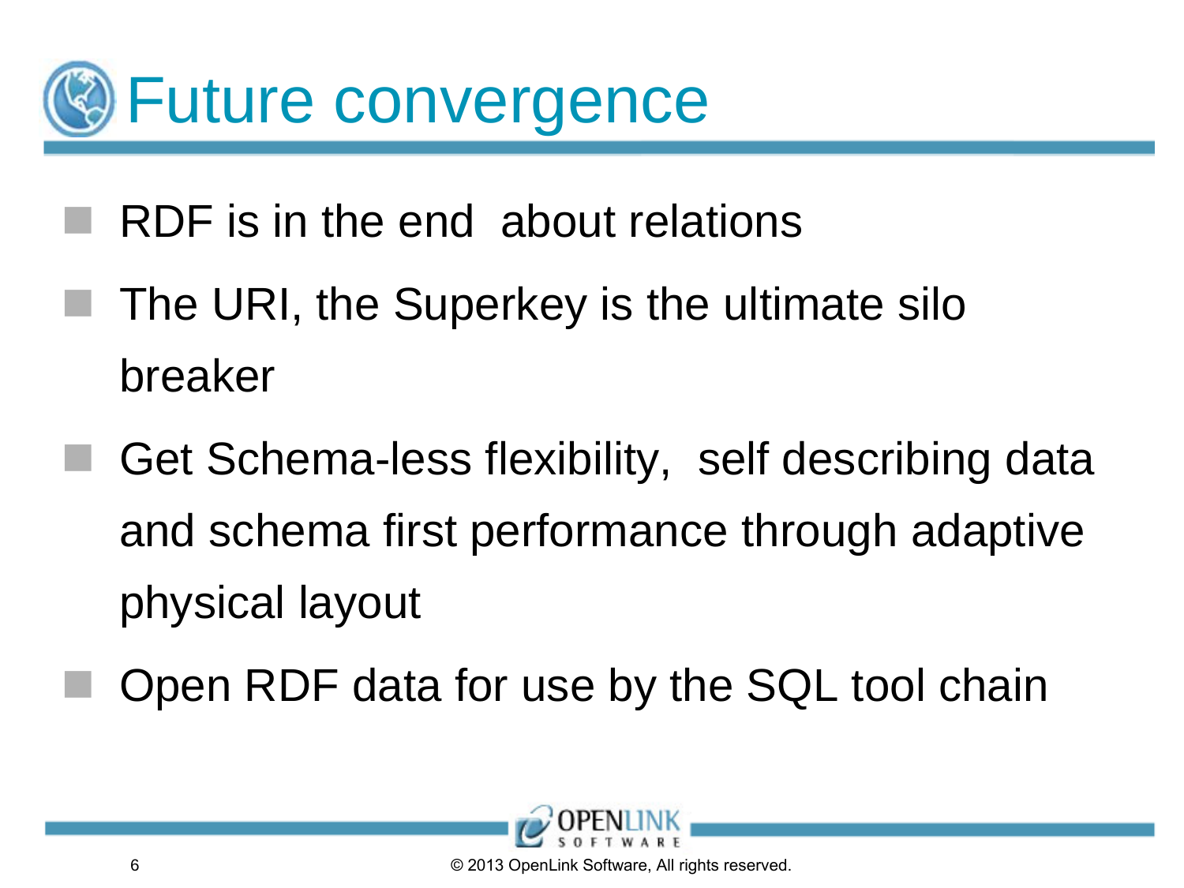# Future convergence

- RDF is in the end about relations
- The URI, the Superkey is the ultimate silo breaker
- Get Schema-less flexibility, self describing data and schema first performance through adaptive physical layout
- Open RDF data for use by the SQL tool chain

© 2013 OpenLink Software, All rights reserved.